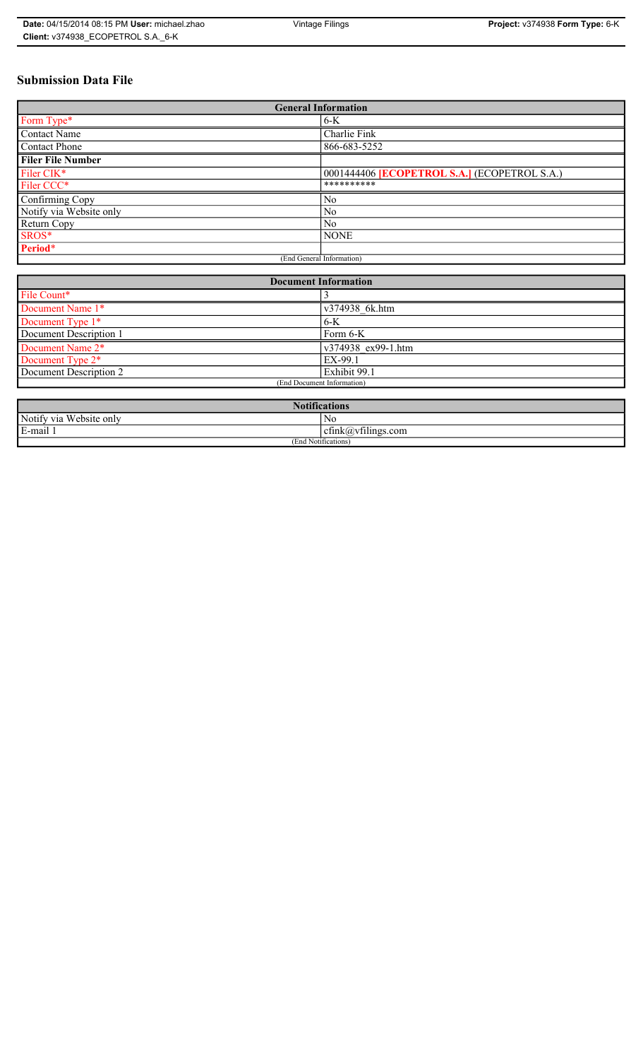# Submission Data File

| General Information | |
|---|---|
| Form Type* | 6-K |
| Contact Name | Charlie Fink |
| Contact Phone | 866-683-5252 |
| **Filer File Number** | |
| Filer CIK* | 0001444406 **[ECOPETROL S.A.]** (ECOPETROL S.A.) |
| Filer CCC* | ********** |
| Confirming Copy | No |
| Notify via Website only | No |
| Return Copy | No |
| SROS* | NONE |
| **Period*** | |
| (End General Information) | |

| Document Information | |
|---|---|
| File Count* | 3 |
| Document Name 1* | v374938_6k.htm |
| Document Type 1* | 6-K |
| Document Description 1 | Form 6-K |
| Document Name 2* | v374938_ex99-1.htm |
| Document Type 2* | EX-99.1 |
| Document Description 2 | Exhibit 99.1 |
| (End Document Information) | |

| Notifications | |
|---|---|
| Notify via Website only | No |
| E-mail 1 | cfink@vfilings.com |
| (End Notifications) | |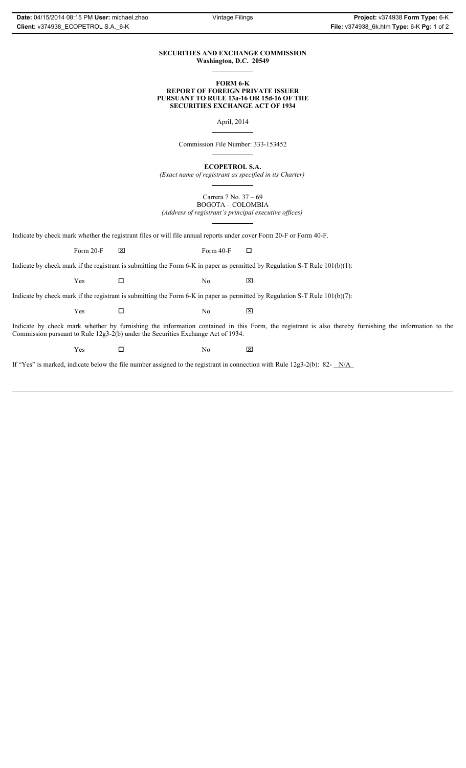**SECURITIES AND EXCHANGE COMMISSION**
**Washington, D.C. 20549**

---

**FORM 6-K**
**REPORT OF FOREIGN PRIVATE ISSUER**
**PURSUANT TO RULE 13a-16 OR 15d-16 OF THE**
**SECURITIES EXCHANGE ACT OF 1934**

April, 2014

---

Commission File Number: 333-153452

---

**ECOPETROL S.A.**
*(Exact name of registrant as specified in its Charter)*

---

Carrera 7 No. 37 – 69
BOGOTA – COLOMBIA
*(Address of registrant's principal executive offices)*

---

Indicate by check mark whether the registrant files or will file annual reports under cover Form 20-F or Form 40-F.

Form 20-F ☒ Form 40-F ☐

Indicate by check mark if the registrant is submitting the Form 6-K in paper as permitted by Regulation S-T Rule 101(b)(1):

Yes ☐ No ☒

Indicate by check mark if the registrant is submitting the Form 6-K in paper as permitted by Regulation S-T Rule 101(b)(7):

Yes ☐ No ☒

Indicate by check mark whether by furnishing the information contained in this Form, the registrant is also thereby furnishing the information to the Commission pursuant to Rule 12g3-2(b) under the Securities Exchange Act of 1934.

Yes ☐ No ☒

If "Yes" is marked, indicate below the file number assigned to the registrant in connection with Rule 12g3-2(b): 82- N/A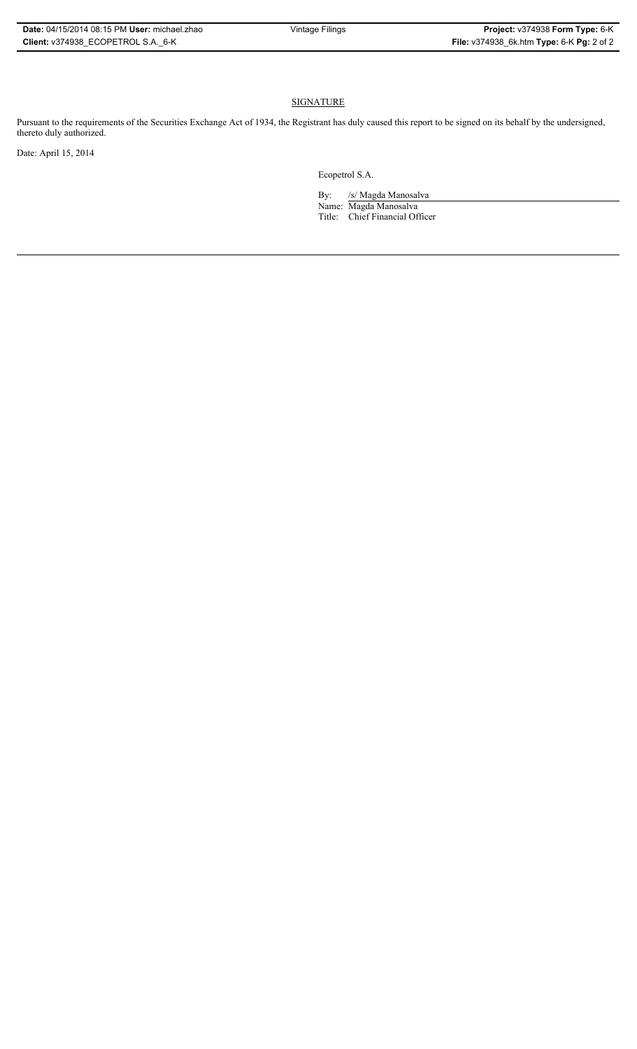## SIGNATURE

Pursuant to the requirements of the Securities Exchange Act of 1934, the Registrant has duly caused this report to be signed on its behalf by the undersigned, thereto duly authorized.

Date: April 15, 2014

Ecopetrol S.A.

By: /s/ Magda Manosalva

Name: Magda Manosalva

Title: Chief Financial Officer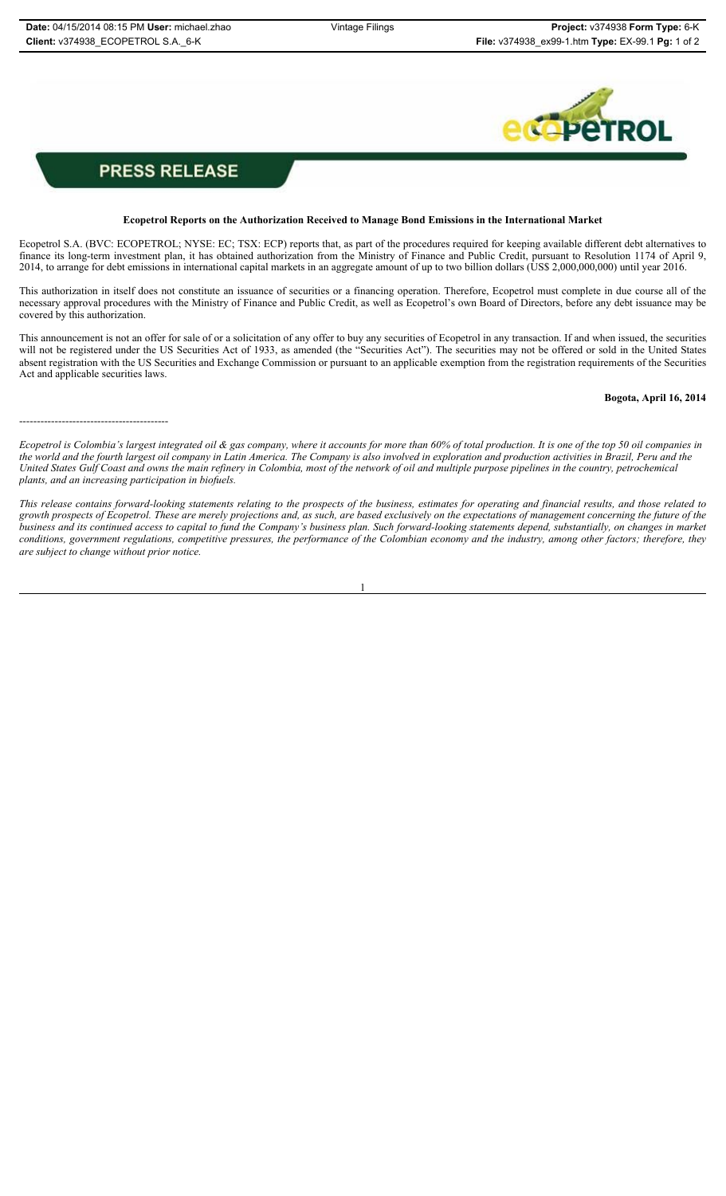# PRESS RELEASE

**Ecopetrol Reports on the Authorization Received to Manage Bond Emissions in the International Market**

Ecopetrol S.A. (BVC: ECOPETROL; NYSE: EC; TSX: ECP) reports that, as part of the procedures required for keeping available different debt alternatives to finance its long-term investment plan, it has obtained authorization from the Ministry of Finance and Public Credit, pursuant to Resolution 1174 of April 9, 2014, to arrange for debt emissions in international capital markets in an aggregate amount of up to two billion dollars (US$ 2,000,000,000) until year 2016.

This authorization in itself does not constitute an issuance of securities or a financing operation. Therefore, Ecopetrol must complete in due course all of the necessary approval procedures with the Ministry of Finance and Public Credit, as well as Ecopetrol's own Board of Directors, before any debt issuance may be covered by this authorization.

This announcement is not an offer for sale of or a solicitation of any offer to buy any securities of Ecopetrol in any transaction. If and when issued, the securities will not be registered under the US Securities Act of 1933, as amended (the "Securities Act"). The securities may not be offered or sold in the United States absent registration with the US Securities and Exchange Commission or pursuant to an applicable exemption from the registration requirements of the Securities Act and applicable securities laws.

**Bogota, April 16, 2014**

-----------------------------------------

*Ecopetrol is Colombia's largest integrated oil & gas company, where it accounts for more than 60% of total production. It is one of the top 50 oil companies in the world and the fourth largest oil company in Latin America. The Company is also involved in exploration and production activities in Brazil, Peru and the United States Gulf Coast and owns the main refinery in Colombia, most of the network of oil and multiple purpose pipelines in the country, petrochemical plants, and an increasing participation in biofuels.*

*This release contains forward-looking statements relating to the prospects of the business, estimates for operating and financial results, and those related to growth prospects of Ecopetrol. These are merely projections and, as such, are based exclusively on the expectations of management concerning the future of the business and its continued access to capital to fund the Company's business plan. Such forward-looking statements depend, substantially, on changes in market conditions, government regulations, competitive pressures, the performance of the Colombian economy and the industry, among other factors; therefore, they are subject to change without prior notice.*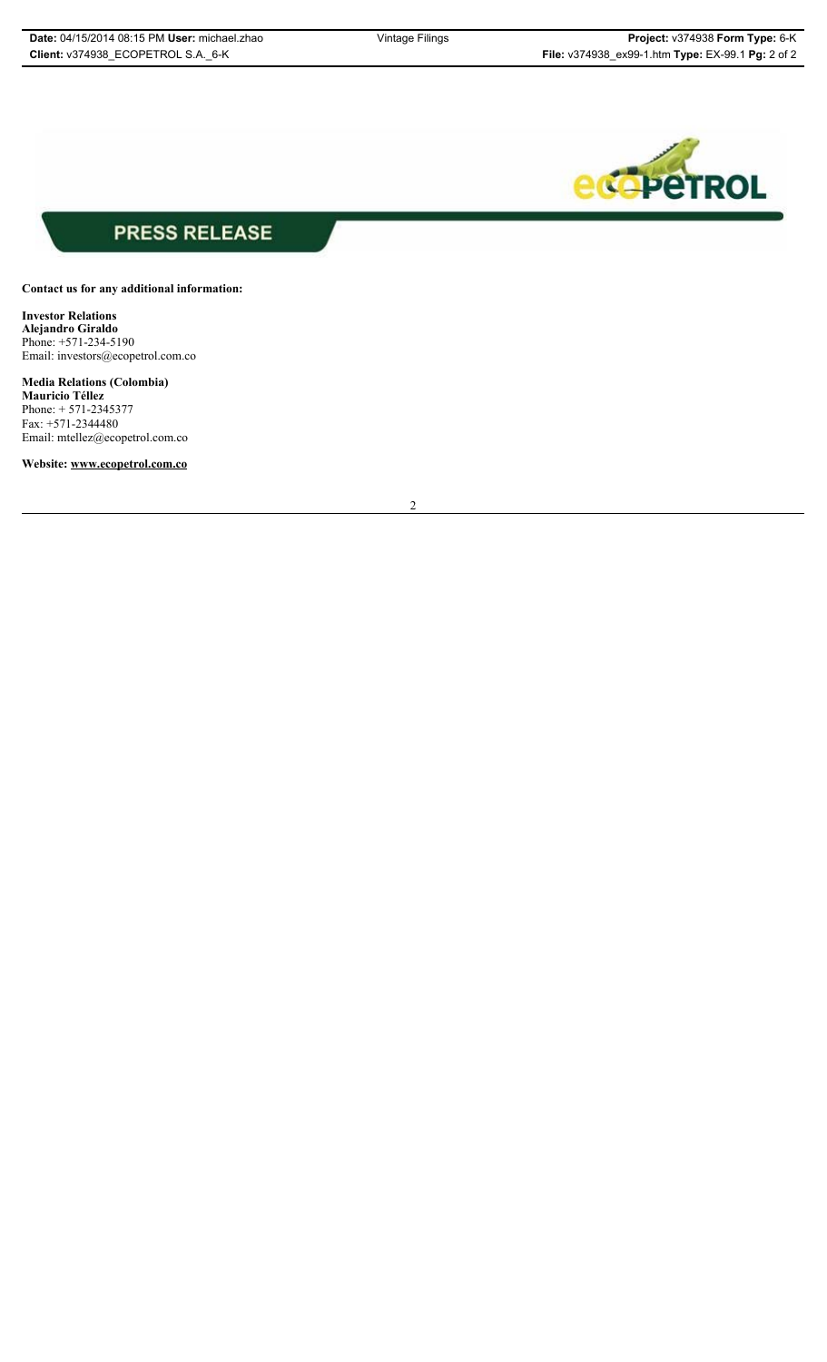**PRESS RELEASE**

**Contact us for any additional information:**

**Investor Relations**
**Alejandro Giraldo**
Phone: +571-234-5190
Email: investors@ecopetrol.com.co

**Media Relations (Colombia)**
**Mauricio Téllez**
Phone: + 571-2345377
Fax: +571-2344480
Email: mtellez@ecopetrol.com.co

**Website: www.ecopetrol.com.co**